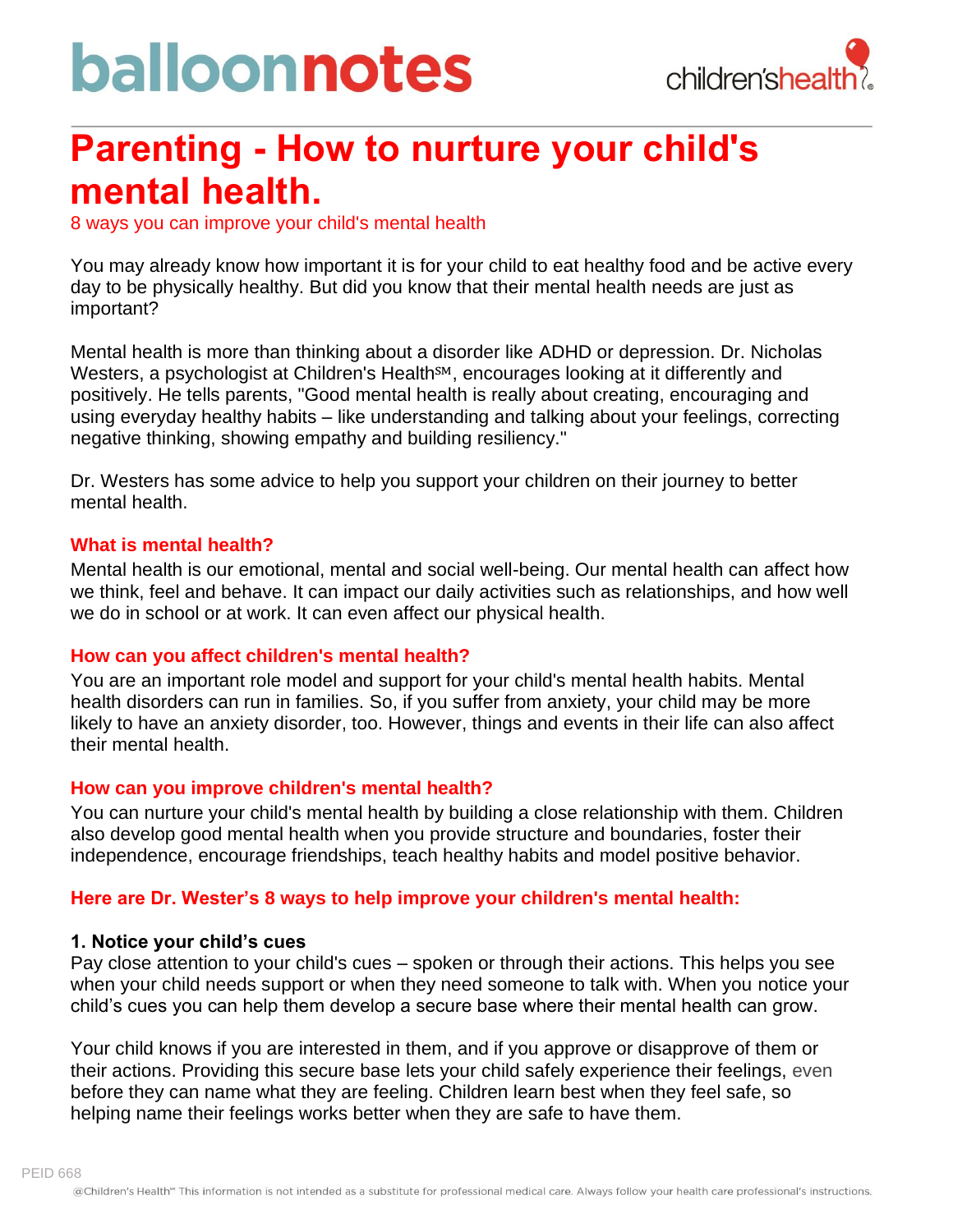# Parenting - How to nurture your child's mental health.

8 ways you can improve your child's mental health

You may already know how important it is for your child to eat healthy food and be active every day to be physically healthy. But did you know that their mental health needs are just as important?

Mental health is more than thinking about a disorder like ADHD or depression. Dr. Nicholas Westers, a psychologist at Children's Health℠, encourages looking at it differently and positively. He tells parents, "Good mental health is really about creating, encouraging and using everyday healthy habits – like understanding and talking about your feelings, correcting negative thinking, showing empathy and building resiliency."

Dr. Westers has some advice to help you support your children on their journey to better mental health.

### What is mental health?

Mental health is our emotional, mental and social well-being. Our mental health can affect how we think, feel and behave. It can impact our daily activities such as relationships, and how well we do in school or at work. It can even affect our physical health.

### How can you affect children's mental health?

You are an important role model and support for your child's mental health habits. Mental health disorders can run in families. So, if you suffer from anxiety, your child may be more likely to have an anxiety disorder, too. However, things and events in their life can also affect their mental health.

### How can you improve children's mental health?

You can nurture your child's mental health by building a close relationship with them. Children also develop good mental health when you provide structure and boundaries, foster their independence, encourage friendships, teach healthy habits and model positive behavior.

### Here are Dr. Wester's 8 ways to help improve your children's mental health:

**1. Notice your child's cues**

Pay close attention to your child's cues – spoken or through their actions. This helps you see when your child needs support or when they need someone to talk with. When you notice your child's cues you can help them develop a secure base where their mental health can grow.

Your child knows if you are interested in them, and if you approve or disapprove of them or their actions. Providing this secure base lets your child safely experience their feelings, even before they can name what they are feeling. Children learn best when they feel safe, so helping name their feelings works better when they are safe to have them.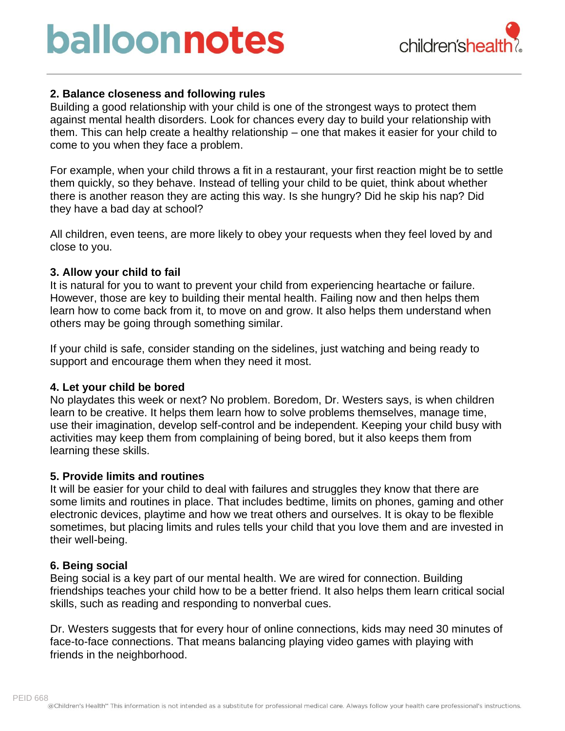### 2. Balance closeness and following rules

Building a good relationship with your child is one of the strongest ways to protect them against mental health disorders. Look for chances every day to build your relationship with them. This can help create a healthy relationship – one that makes it easier for your child to come to you when they face a problem.

For example, when your child throws a fit in a restaurant, your first reaction might be to settle them quickly, so they behave. Instead of telling your child to be quiet, think about whether there is another reason they are acting this way. Is she hungry? Did he skip his nap? Did they have a bad day at school?

All children, even teens, are more likely to obey your requests when they feel loved by and close to you.

### 3. Allow your child to fail

It is natural for you to want to prevent your child from experiencing heartache or failure. However, those are key to building their mental health. Failing now and then helps them learn how to come back from it, to move on and grow. It also helps them understand when others may be going through something similar.

If your child is safe, consider standing on the sidelines, just watching and being ready to support and encourage them when they need it most.

### 4. Let your child be bored

No playdates this week or next? No problem. Boredom, Dr. Westers says, is when children learn to be creative. It helps them learn how to solve problems themselves, manage time, use their imagination, develop self-control and be independent. Keeping your child busy with activities may keep them from complaining of being bored, but it also keeps them from learning these skills.

### 5. Provide limits and routines

It will be easier for your child to deal with failures and struggles they know that there are some limits and routines in place. That includes bedtime, limits on phones, gaming and other electronic devices, playtime and how we treat others and ourselves. It is okay to be flexible sometimes, but placing limits and rules tells your child that you love them and are invested in their well-being.

### 6. Being social

Being social is a key part of our mental health. We are wired for connection. Building friendships teaches your child how to be a better friend. It also helps them learn critical social skills, such as reading and responding to nonverbal cues.

Dr. Westers suggests that for every hour of online connections, kids may need 30 minutes of face-to-face connections. That means balancing playing video games with playing with friends in the neighborhood.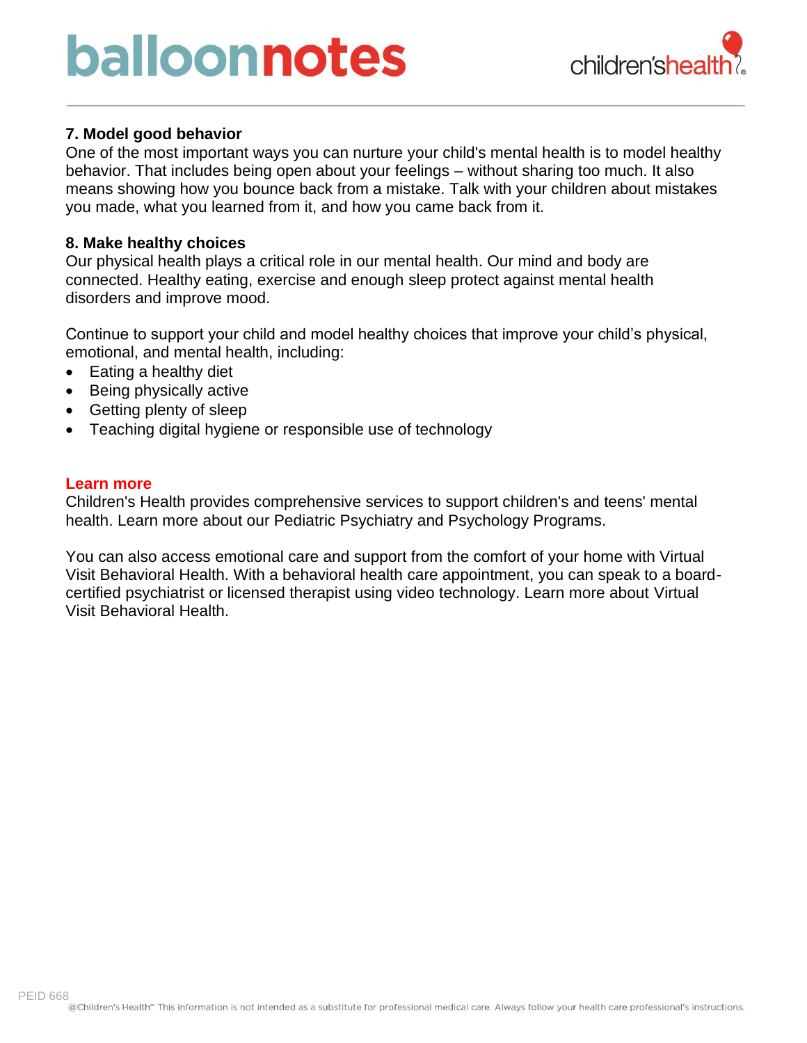### 7. Model good behavior

One of the most important ways you can nurture your child's mental health is to model healthy behavior. That includes being open about your feelings – without sharing too much. It also means showing how you bounce back from a mistake. Talk with your children about mistakes you made, what you learned from it, and how you came back from it.

### 8. Make healthy choices

Our physical health plays a critical role in our mental health. Our mind and body are connected. Healthy eating, exercise and enough sleep protect against mental health disorders and improve mood.

Continue to support your child and model healthy choices that improve your child's physical, emotional, and mental health, including:

- Eating a healthy diet
- Being physically active
- Getting plenty of sleep
- Teaching digital hygiene or responsible use of technology

## Learn more

Children's Health provides comprehensive services to support children's and teens' mental health. Learn more about our Pediatric Psychiatry and Psychology Programs.

You can also access emotional care and support from the comfort of your home with Virtual Visit Behavioral Health. With a behavioral health care appointment, you can speak to a board-certified psychiatrist or licensed therapist using video technology. Learn more about Virtual Visit Behavioral Health.